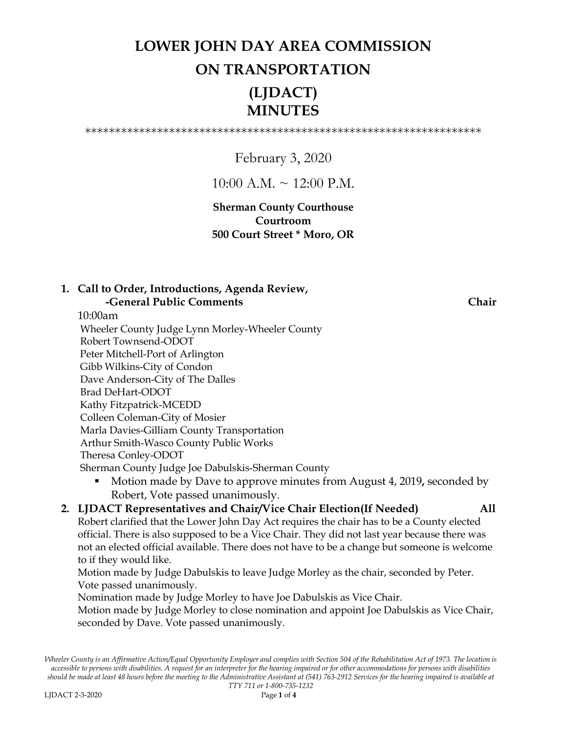# LOWER JOHN DAY AREA COMMISSION ON TRANSPORTATION (LJDACT) MINUTES

*****************************************************************

February 3, 2020

10:00 A.M. ~ 12:00 P.M.

**Sherman County Courthouse**
**Courtroom**
**500 Court Street * Moro, OR**

1. **Call to Order, Introductions, Agenda Review, -General Public Comments** **Chair**

   10:00am

   Wheeler County Judge Lynn Morley-Wheeler County
   Robert Townsend-ODOT
   Peter Mitchell-Port of Arlington
   Gibb Wilkins-City of Condon
   Dave Anderson-City of The Dalles
   Brad DeHart-ODOT
   Kathy Fitzpatrick-MCEDD
   Colleen Coleman-City of Mosier
   Marla Davies-Gilliam County Transportation
   Arthur Smith-Wasco County Public Works
   Theresa Conley-ODOT
   Sherman County Judge Joe Dabulskis-Sherman County

   - Motion made by Dave to approve minutes from August 4, 2019, seconded by Robert, Vote passed unanimously.

2. **LJDACT Representatives and Chair/Vice Chair Election(If Needed)** **All**

   Robert clarified that the Lower John Day Act requires the chair has to be a County elected official. There is also supposed to be a Vice Chair. They did not last year because there was not an elected official available. There does not have to be a change but someone is welcome to if they would like.

   Motion made by Judge Dabulskis to leave Judge Morley as the chair, seconded by Peter. Vote passed unanimously.

   Nomination made by Judge Morley to have Joe Dabulskis as Vice Chair.

   Motion made by Judge Morley to close nomination and appoint Joe Dabulskis as Vice Chair, seconded by Dave. Vote passed unanimously.

*Wheeler County is an Affirmative Action/Equal Opportunity Employer and complies with Section 504 of the Rehabilitation Act of 1973. The location is accessible to persons with disabilities. A request for an interpreter for the hearing impaired or for other accommodations for persons with disabilities should be made at least 48 hours before the meeting to the Administrative Assistant at (541) 763-2912 Services for the hearing impaired is available at TTY 711 or 1-800-735-1232*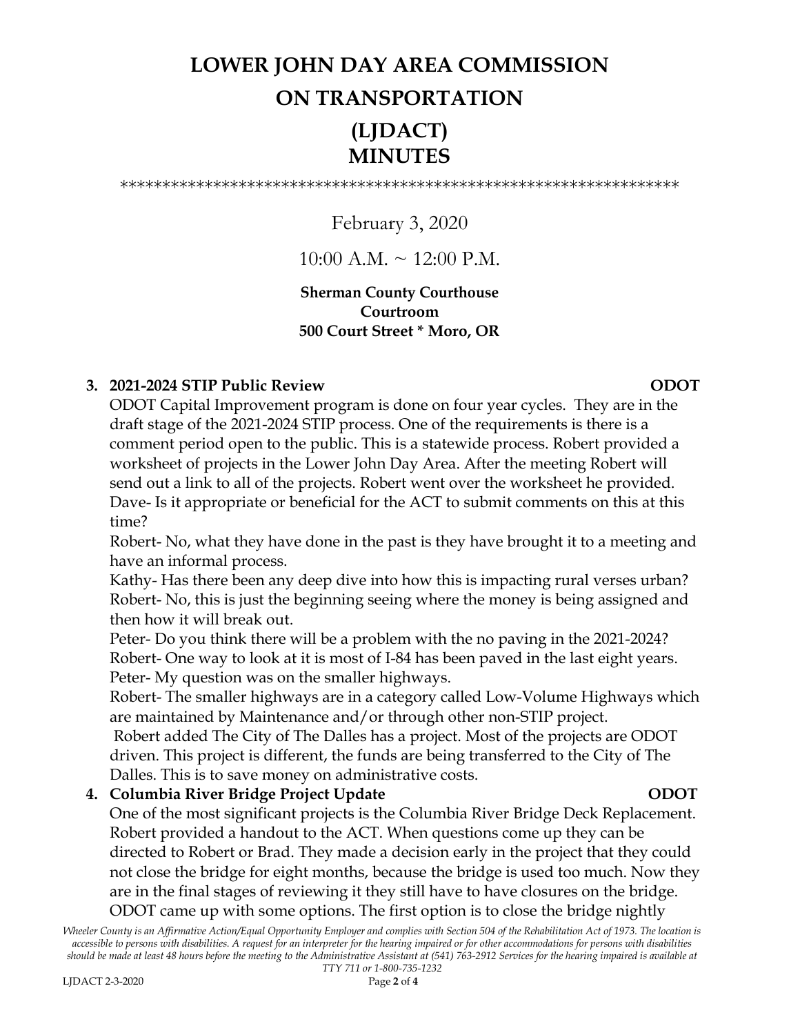# LOWER JOHN DAY AREA COMMISSION ON TRANSPORTATION (LJDACT) MINUTES

*****************************************************************

February 3, 2020

10:00 A.M. ~ 12:00 P.M.

**Sherman County Courthouse**
**Courtroom**
**500 Court Street * Moro, OR**

3. **2021-2024 STIP Public Review** **ODOT**

   ODOT Capital Improvement program is done on four year cycles. They are in the draft stage of the 2021-2024 STIP process. One of the requirements is there is a comment period open to the public. This is a statewide process. Robert provided a worksheet of projects in the Lower John Day Area. After the meeting Robert will send out a link to all of the projects. Robert went over the worksheet he provided.

   Dave- Is it appropriate or beneficial for the ACT to submit comments on this at this time?

   Robert- No, what they have done in the past is they have brought it to a meeting and have an informal process.

   Kathy- Has there been any deep dive into how this is impacting rural verses urban?

   Robert- No, this is just the beginning seeing where the money is being assigned and then how it will break out.

   Peter- Do you think there will be a problem with the no paving in the 2021-2024?

   Robert- One way to look at it is most of I-84 has been paved in the last eight years.

   Peter- My question was on the smaller highways.

   Robert- The smaller highways are in a category called Low-Volume Highways which are maintained by Maintenance and/or through other non-STIP project.

   Robert added The City of The Dalles has a project. Most of the projects are ODOT driven. This project is different, the funds are being transferred to the City of The Dalles. This is to save money on administrative costs.

4. **Columbia River Bridge Project Update** **ODOT**

   One of the most significant projects is the Columbia River Bridge Deck Replacement. Robert provided a handout to the ACT. When questions come up they can be directed to Robert or Brad. They made a decision early in the project that they could not close the bridge for eight months, because the bridge is used too much. Now they are in the final stages of reviewing it they still have to have closures on the bridge. ODOT came up with some options. The first option is to close the bridge nightly

*Wheeler County is an Affirmative Action/Equal Opportunity Employer and complies with Section 504 of the Rehabilitation Act of 1973. The location is accessible to persons with disabilities. A request for an interpreter for the hearing impaired or for other accommodations for persons with disabilities should be made at least 48 hours before the meeting to the Administrative Assistant at (541) 763-2912 Services for the hearing impaired is available at TTY 711 or 1-800-735-1232*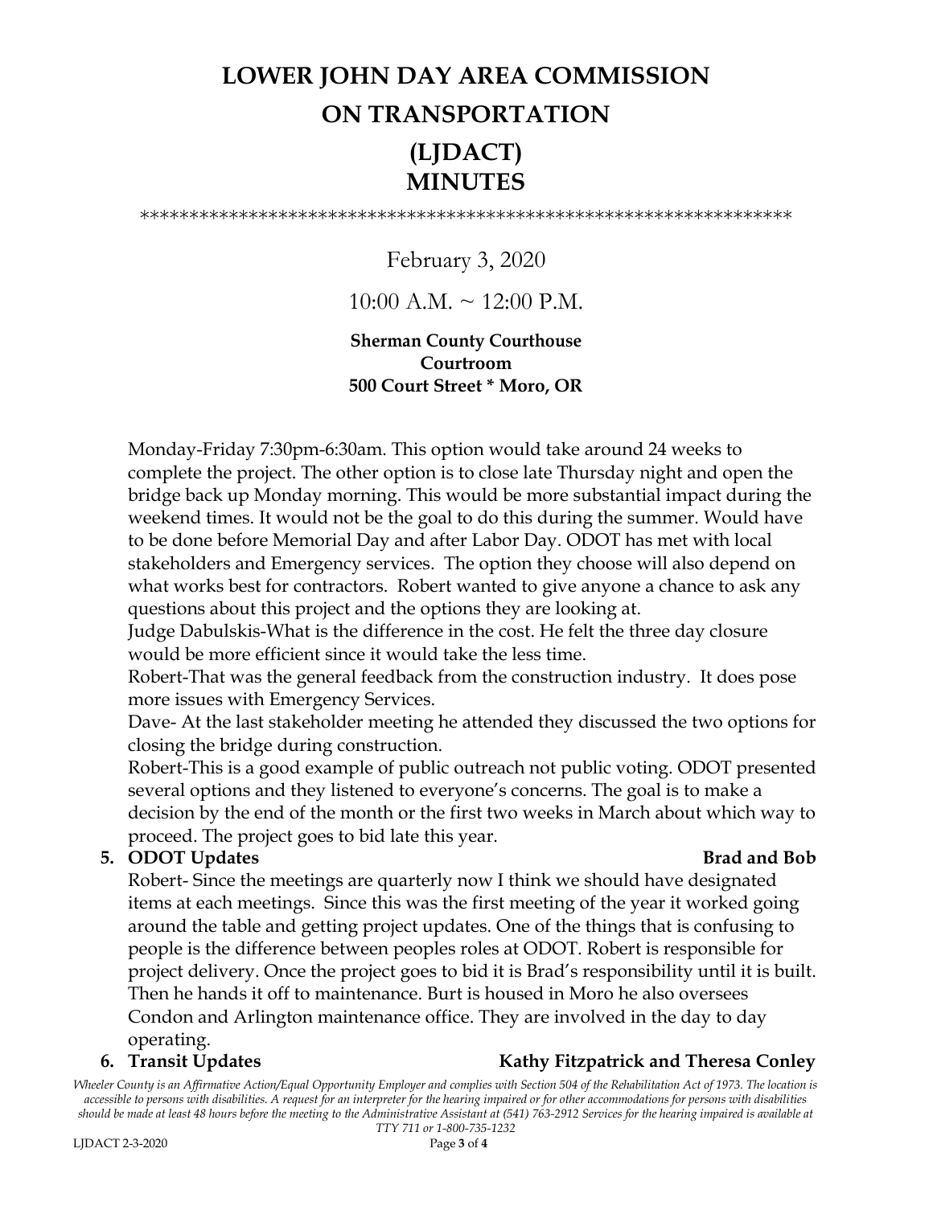# LOWER JOHN DAY AREA COMMISSION ON TRANSPORTATION (LJDACT) MINUTES

*****************************************************************

February 3, 2020

10:00 A.M. ~ 12:00 P.M.

**Sherman County Courthouse**
**Courtroom**
**500 Court Street * Moro, OR**

Monday-Friday 7:30pm-6:30am. This option would take around 24 weeks to complete the project. The other option is to close late Thursday night and open the bridge back up Monday morning. This would be more substantial impact during the weekend times. It would not be the goal to do this during the summer. Would have to be done before Memorial Day and after Labor Day. ODOT has met with local stakeholders and Emergency services. The option they choose will also depend on what works best for contractors. Robert wanted to give anyone a chance to ask any questions about this project and the options they are looking at.

Judge Dabulskis-What is the difference in the cost. He felt the three day closure would be more efficient since it would take the less time.

Robert-That was the general feedback from the construction industry. It does pose more issues with Emergency Services.

Dave- At the last stakeholder meeting he attended they discussed the two options for closing the bridge during construction.

Robert-This is a good example of public outreach not public voting. ODOT presented several options and they listened to everyone's concerns. The goal is to make a decision by the end of the month or the first two weeks in March about which way to proceed. The project goes to bid late this year.

5. **ODOT Updates** — **Brad and Bob**

   Robert- Since the meetings are quarterly now I think we should have designated items at each meetings. Since this was the first meeting of the year it worked going around the table and getting project updates. One of the things that is confusing to people is the difference between peoples roles at ODOT. Robert is responsible for project delivery. Once the project goes to bid it is Brad's responsibility until it is built. Then he hands it off to maintenance. Burt is housed in Moro he also oversees Condon and Arlington maintenance office. They are involved in the day to day operating.

6. **Transit Updates** — **Kathy Fitzpatrick and Theresa Conley**

*Wheeler County is an Affirmative Action/Equal Opportunity Employer and complies with Section 504 of the Rehabilitation Act of 1973. The location is accessible to persons with disabilities. A request for an interpreter for the hearing impaired or for other accommodations for persons with disabilities should be made at least 48 hours before the meeting to the Administrative Assistant at (541) 763-2912 Services for the hearing impaired is available at TTY 711 or 1-800-735-1232*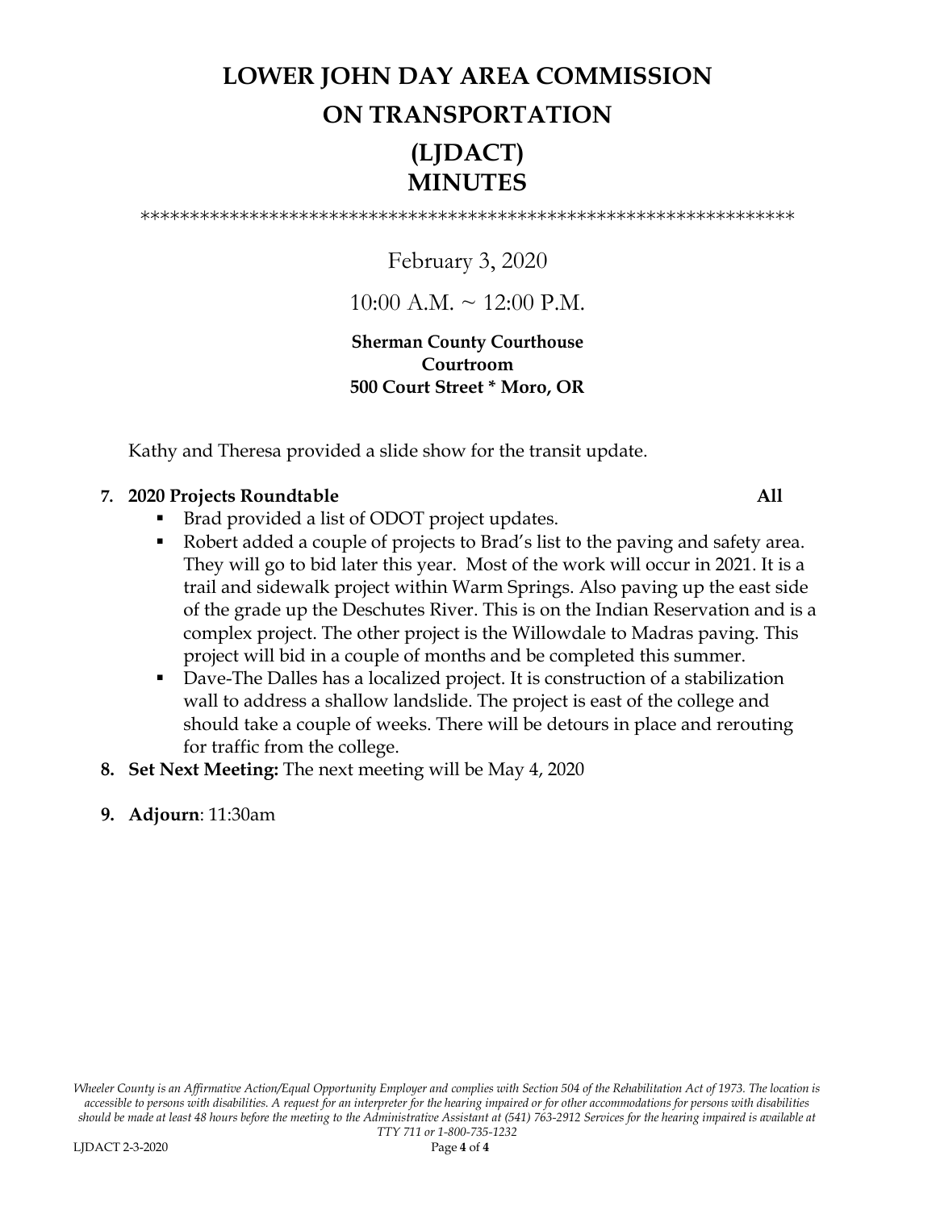# LOWER JOHN DAY AREA COMMISSION ON TRANSPORTATION (LJDACT) MINUTES

*****************************************************************

February 3, 2020

10:00 A.M. ~ 12:00 P.M.

**Sherman County Courthouse**
**Courtroom**
**500 Court Street * Moro, OR**

Kathy and Theresa provided a slide show for the transit update.

7. **2020 Projects Roundtable** **All**
   - Brad provided a list of ODOT project updates.
   - Robert added a couple of projects to Brad's list to the paving and safety area. They will go to bid later this year. Most of the work will occur in 2021. It is a trail and sidewalk project within Warm Springs. Also paving up the east side of the grade up the Deschutes River. This is on the Indian Reservation and is a complex project. The other project is the Willowdale to Madras paving. This project will bid in a couple of months and be completed this summer.
   - Dave-The Dalles has a localized project. It is construction of a stabilization wall to address a shallow landslide. The project is east of the college and should take a couple of weeks. There will be detours in place and rerouting for traffic from the college.
8. **Set Next Meeting:** The next meeting will be May 4, 2020
9. **Adjourn**: 11:30am

*Wheeler County is an Affirmative Action/Equal Opportunity Employer and complies with Section 504 of the Rehabilitation Act of 1973. The location is accessible to persons with disabilities. A request for an interpreter for the hearing impaired or for other accommodations for persons with disabilities should be made at least 48 hours before the meeting to the Administrative Assistant at (541) 763-2912 Services for the hearing impaired is available at TTY 711 or 1-800-735-1232*